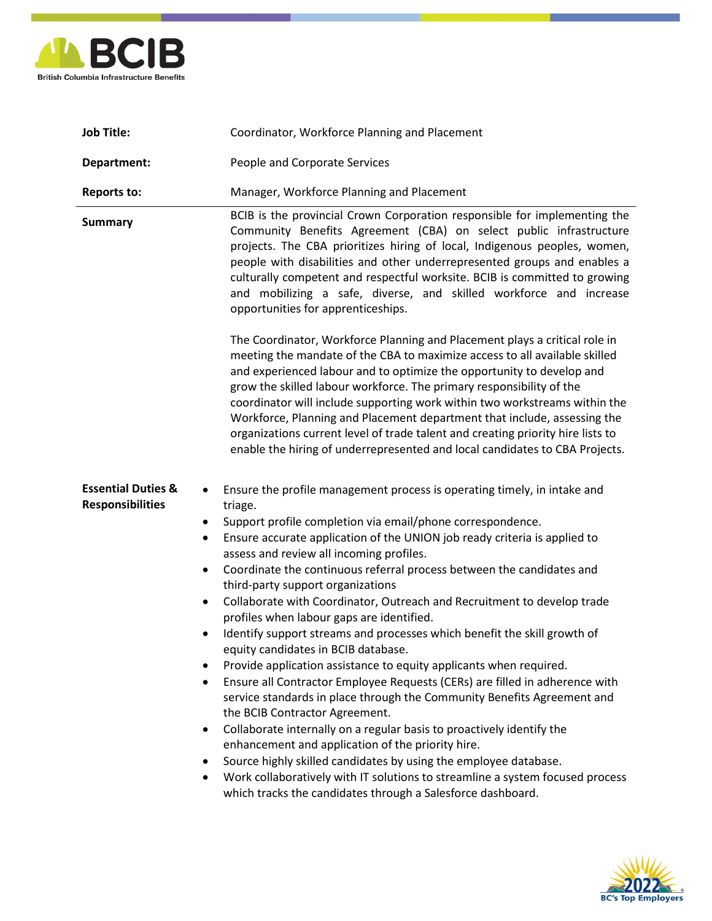**Job Title:** Coordinator, Workforce Planning and Placement

**Department:** People and Corporate Services

**Reports to:** Manager, Workforce Planning and Placement

## Summary

BCIB is the provincial Crown Corporation responsible for implementing the Community Benefits Agreement (CBA) on select public infrastructure projects. The CBA prioritizes hiring of local, Indigenous peoples, women, people with disabilities and other underrepresented groups and enables a culturally competent and respectful worksite. BCIB is committed to growing and mobilizing a safe, diverse, and skilled workforce and increase opportunities for apprenticeships.

The Coordinator, Workforce Planning and Placement plays a critical role in meeting the mandate of the CBA to maximize access to all available skilled and experienced labour and to optimize the opportunity to develop and grow the skilled labour workforce. The primary responsibility of the coordinator will include supporting work within two workstreams within the Workforce, Planning and Placement department that include, assessing the organizations current level of trade talent and creating priority hire lists to enable the hiring of underrepresented and local candidates to CBA Projects.

## Essential Duties & Responsibilities

- Ensure the profile management process is operating timely, in intake and triage.
- Support profile completion via email/phone correspondence.
- Ensure accurate application of the UNION job ready criteria is applied to assess and review all incoming profiles.
- Coordinate the continuous referral process between the candidates and third-party support organizations
- Collaborate with Coordinator, Outreach and Recruitment to develop trade profiles when labour gaps are identified.
- Identify support streams and processes which benefit the skill growth of equity candidates in BCIB database.
- Provide application assistance to equity applicants when required.
- Ensure all Contractor Employee Requests (CERs) are filled in adherence with service standards in place through the Community Benefits Agreement and the BCIB Contractor Agreement.
- Collaborate internally on a regular basis to proactively identify the enhancement and application of the priority hire.
- Source highly skilled candidates by using the employee database.
- Work collaboratively with IT solutions to streamline a system focused process which tracks the candidates through a Salesforce dashboard.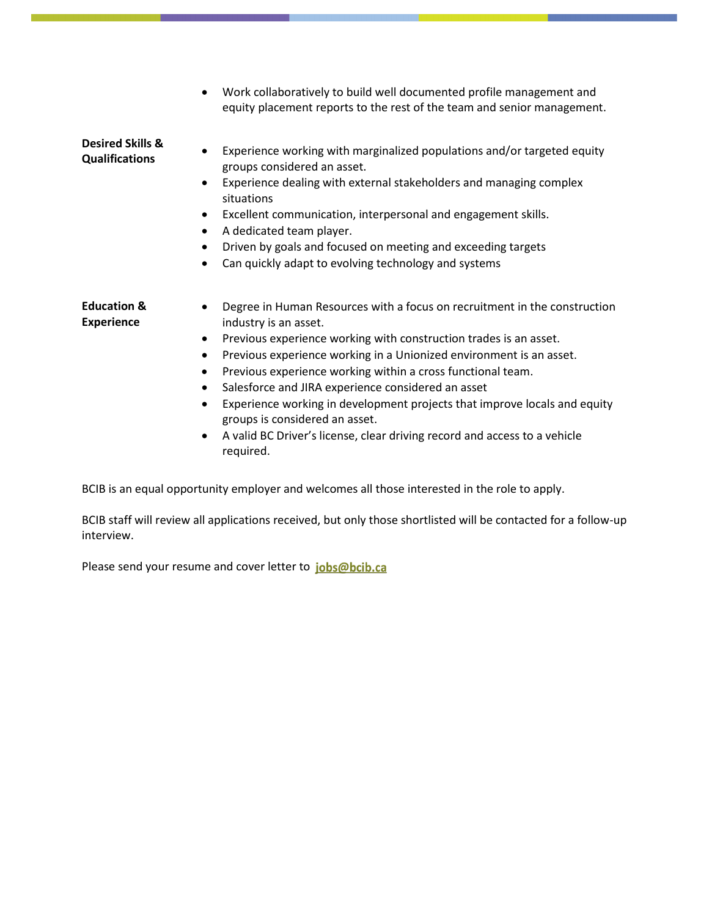- Work collaboratively to build well documented profile management and equity placement reports to the rest of the team and senior management.

**Desired Skills & Qualifications**

- Experience working with marginalized populations and/or targeted equity groups considered an asset.
- Experience dealing with external stakeholders and managing complex situations
- Excellent communication, interpersonal and engagement skills.
- A dedicated team player.
- Driven by goals and focused on meeting and exceeding targets
- Can quickly adapt to evolving technology and systems

**Education & Experience**

- Degree in Human Resources with a focus on recruitment in the construction industry is an asset.
- Previous experience working with construction trades is an asset.
- Previous experience working in a Unionized environment is an asset.
- Previous experience working within a cross functional team.
- Salesforce and JIRA experience considered an asset
- Experience working in development projects that improve locals and equity groups is considered an asset.
- A valid BC Driver's license, clear driving record and access to a vehicle required.

BCIB is an equal opportunity employer and welcomes all those interested in the role to apply.

BCIB staff will review all applications received, but only those shortlisted will be contacted for a follow-up interview.

Please send your resume and cover letter to **jobs@bcib.ca**